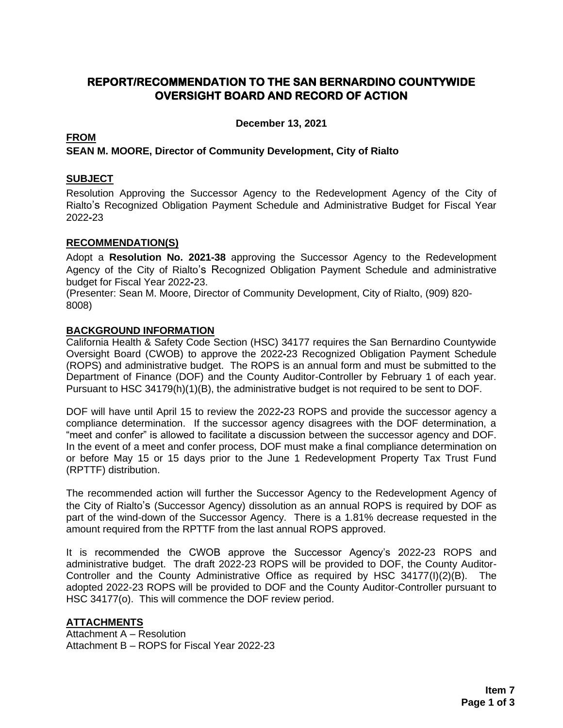# REPORT/RECOMMENDATION TO THE SAN BERNARDINO COUNTYWIDE OVERSIGHT BOARD AND RECORD OF ACTION

**December 13, 2021**

**FROM**

**SEAN M. MOORE, Director of Community Development, City of Rialto**

**SUBJECT**

Resolution Approving the Successor Agency to the Redevelopment Agency of the City of Rialto's Recognized Obligation Payment Schedule and Administrative Budget for Fiscal Year 2022-23

**RECOMMENDATION(S)**

Adopt a **Resolution No. 2021-38** approving the Successor Agency to the Redevelopment Agency of the City of Rialto's Recognized Obligation Payment Schedule and administrative budget for Fiscal Year 2022-23.

(Presenter: Sean M. Moore, Director of Community Development, City of Rialto, (909) 820-8008)

**BACKGROUND INFORMATION**

California Health & Safety Code Section (HSC) 34177 requires the San Bernardino Countywide Oversight Board (CWOB) to approve the 2022-23 Recognized Obligation Payment Schedule (ROPS) and administrative budget. The ROPS is an annual form and must be submitted to the Department of Finance (DOF) and the County Auditor-Controller by February 1 of each year. Pursuant to HSC 34179(h)(1)(B), the administrative budget is not required to be sent to DOF.

DOF will have until April 15 to review the 2022-23 ROPS and provide the successor agency a compliance determination. If the successor agency disagrees with the DOF determination, a "meet and confer" is allowed to facilitate a discussion between the successor agency and DOF. In the event of a meet and confer process, DOF must make a final compliance determination on or before May 15 or 15 days prior to the June 1 Redevelopment Property Tax Trust Fund (RPTTF) distribution.

The recommended action will further the Successor Agency to the Redevelopment Agency of the City of Rialto's (Successor Agency) dissolution as an annual ROPS is required by DOF as part of the wind-down of the Successor Agency. There is a 1.81% decrease requested in the amount required from the RPTTF from the last annual ROPS approved.

It is recommended the CWOB approve the Successor Agency's 2022-23 ROPS and administrative budget. The draft 2022-23 ROPS will be provided to DOF, the County Auditor-Controller and the County Administrative Office as required by HSC 34177(I)(2)(B). The adopted 2022-23 ROPS will be provided to DOF and the County Auditor-Controller pursuant to HSC 34177(o). This will commence the DOF review period.

**ATTACHMENTS**

Attachment A – Resolution

Attachment B – ROPS for Fiscal Year 2022-23

**Item 7**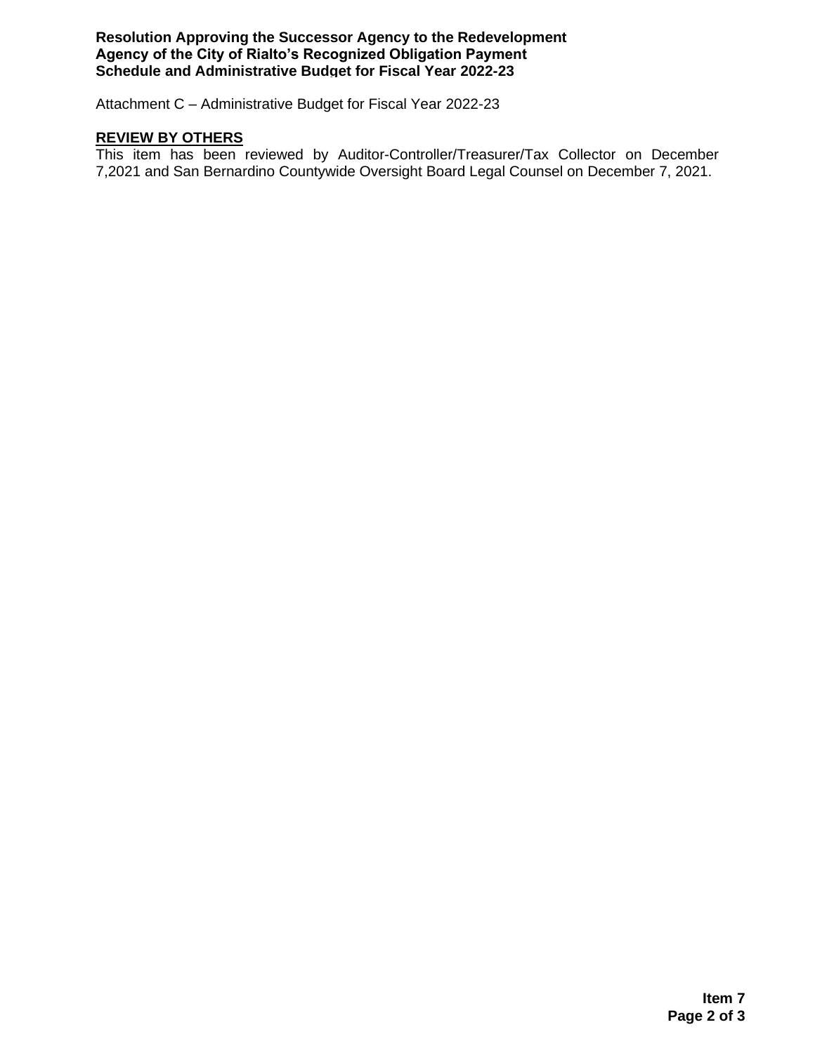Attachment C – Administrative Budget for Fiscal Year 2022-23

## REVIEW BY OTHERS

This item has been reviewed by Auditor-Controller/Treasurer/Tax Collector on December 7,2021 and San Bernardino Countywide Oversight Board Legal Counsel on December 7, 2021.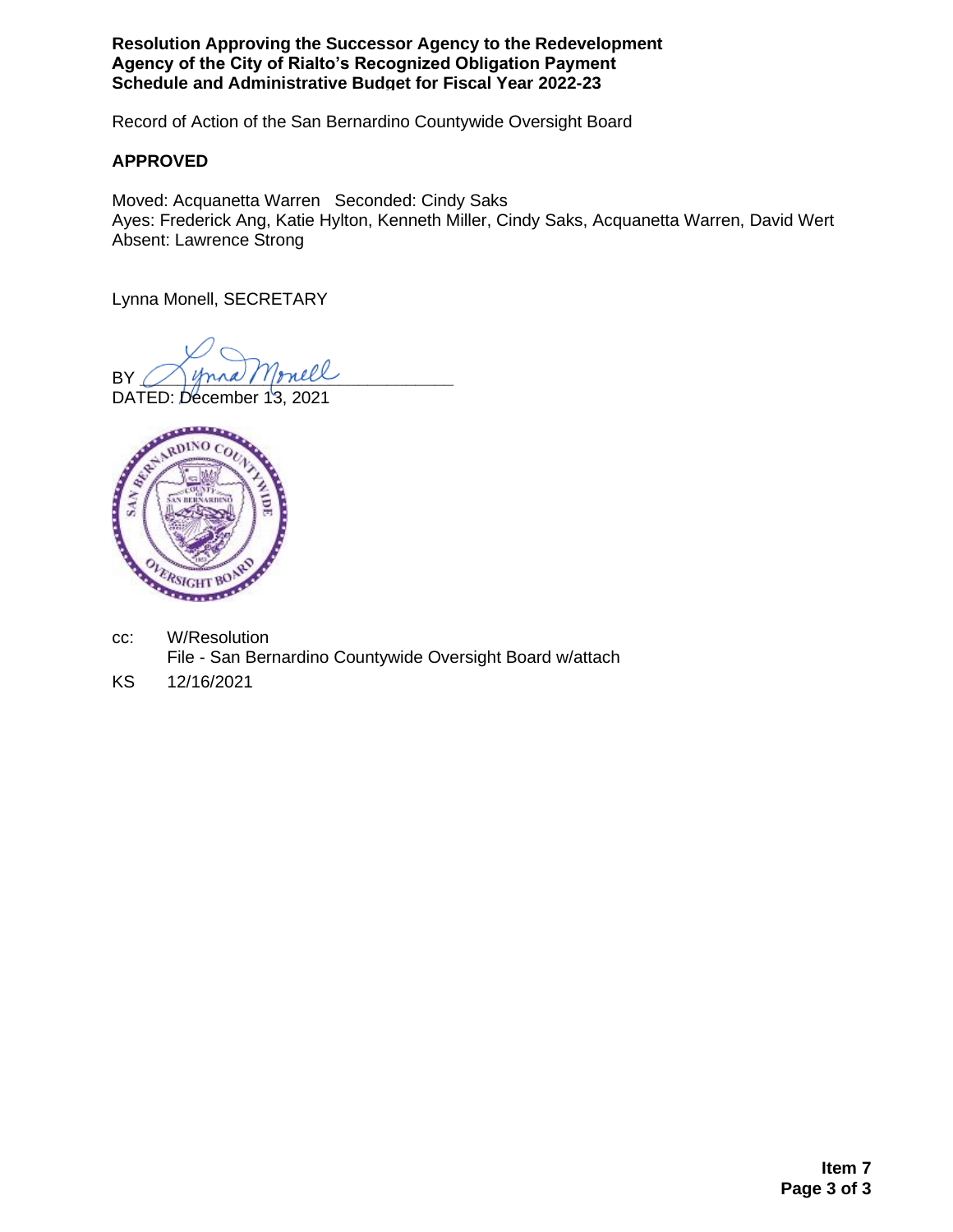**Resolution Approving the Successor Agency to the Redevelopment Agency of the City of Rialto's Recognized Obligation Payment Schedule and Administrative Budget for Fiscal Year 2022-23**

Record of Action of the San Bernardino Countywide Oversight Board

**APPROVED**

Moved: Acquanetta Warren Seconded: Cindy Saks
Ayes: Frederick Ang, Katie Hylton, Kenneth Miller, Cindy Saks, Acquanetta Warren, David Wert
Absent: Lawrence Strong

Lynna Monell, SECRETARY

BY Lynna Monell
DATED: December 13, 2021

cc: W/Resolution
File - San Bernardino Countywide Oversight Board w/attach

KS 12/16/2021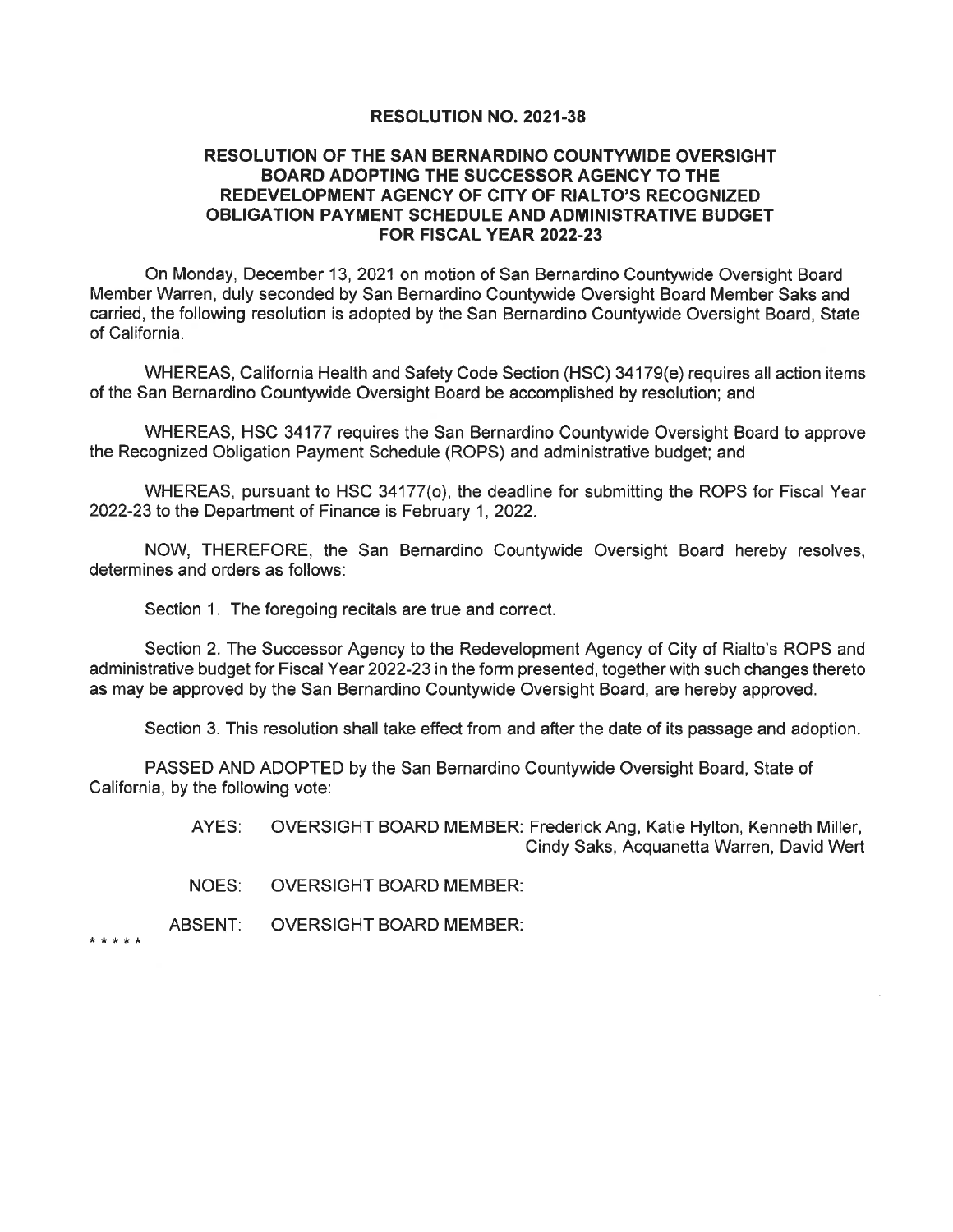**RESOLUTION NO. 2021-38**

**RESOLUTION OF THE SAN BERNARDINO COUNTYWIDE OVERSIGHT BOARD ADOPTING THE SUCCESSOR AGENCY TO THE REDEVELOPMENT AGENCY OF CITY OF RIALTO'S RECOGNIZED OBLIGATION PAYMENT SCHEDULE AND ADMINISTRATIVE BUDGET FOR FISCAL YEAR 2022-23**

On Monday, December 13, 2021 on motion of San Bernardino Countywide Oversight Board Member Warren, duly seconded by San Bernardino Countywide Oversight Board Member Saks and carried, the following resolution is adopted by the San Bernardino Countywide Oversight Board, State of California.

WHEREAS, California Health and Safety Code Section (HSC) 34179(e) requires all action items of the San Bernardino Countywide Oversight Board be accomplished by resolution; and

WHEREAS, HSC 34177 requires the San Bernardino Countywide Oversight Board to approve the Recognized Obligation Payment Schedule (ROPS) and administrative budget; and

WHEREAS, pursuant to HSC 34177(o), the deadline for submitting the ROPS for Fiscal Year 2022-23 to the Department of Finance is February 1, 2022.

NOW, THEREFORE, the San Bernardino Countywide Oversight Board hereby resolves, determines and orders as follows:

Section 1. The foregoing recitals are true and correct.

Section 2. The Successor Agency to the Redevelopment Agency of City of Rialto's ROPS and administrative budget for Fiscal Year 2022-23 in the form presented, together with such changes thereto as may be approved by the San Bernardino Countywide Oversight Board, are hereby approved.

Section 3. This resolution shall take effect from and after the date of its passage and adoption.

PASSED AND ADOPTED by the San Bernardino Countywide Oversight Board, State of California, by the following vote:

AYES: OVERSIGHT BOARD MEMBER: Frederick Ang, Katie Hylton, Kenneth Miller, Cindy Saks, Acquanetta Warren, David Wert

NOES: OVERSIGHT BOARD MEMBER:

ABSENT: OVERSIGHT BOARD MEMBER:

\* \* \* \* \*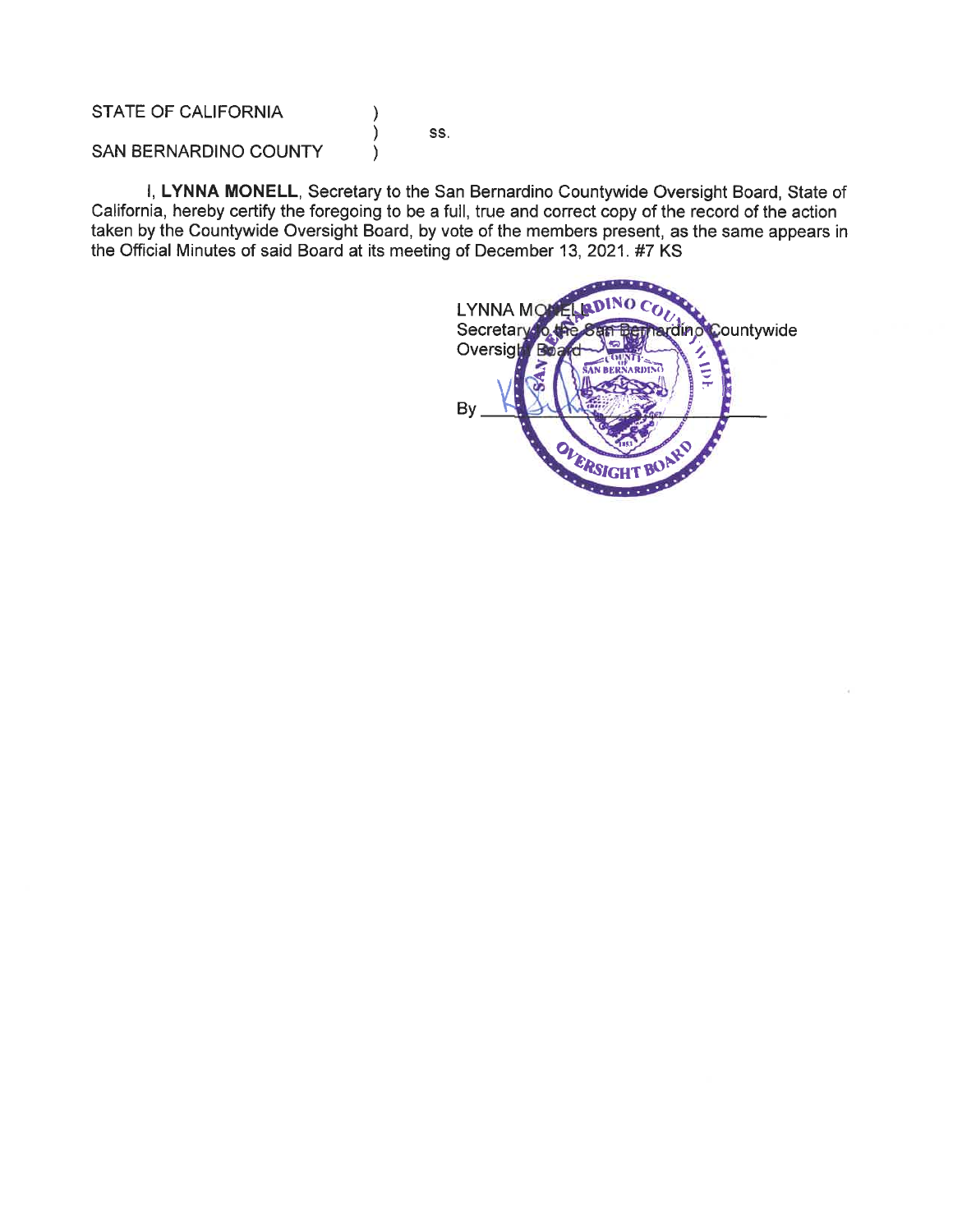STATE OF CALIFORNIA )
) ss.
SAN BERNARDINO COUNTY )

I, **LYNNA MONELL**, Secretary to the San Bernardino Countywide Oversight Board, State of California, hereby certify the foregoing to be a full, true and correct copy of the record of the action taken by the Countywide Oversight Board, by vote of the members present, as the same appears in the Official Minutes of said Board at its meeting of December 13, 2021. #7 KS

LYNNA MONELL
Secretary to the San Bernardino Countywide Oversight Board

By ______________________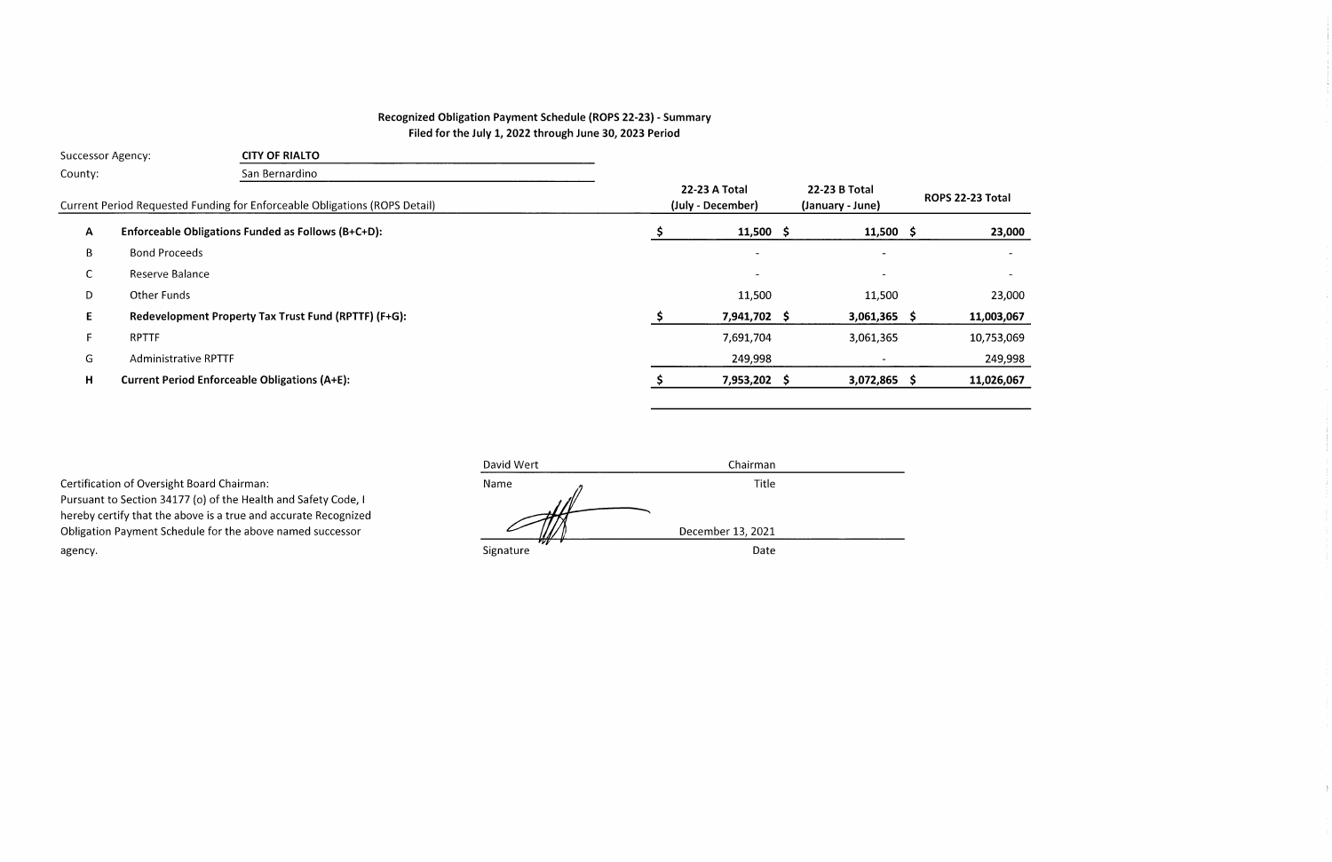**Recognized Obligation Payment Schedule (ROPS 22-23) - Summary**
**Filed for the July 1, 2022 through June 30, 2023 Period**

Successor Agency: **CITY OF RIALTO**
County: San Bernardino

| | Current Period Requested Funding for Enforceable Obligations (ROPS Detail) | 22-23 A Total (July - December) | 22-23 B Total (January - June) | ROPS 22-23 Total |
|---|---|---|---|---|
| A | **Enforceable Obligations Funded as Follows (B+C+D):** | **$ 11,500** | **$ 11,500** | **$ 23,000** |
| B | Bond Proceeds | - | - | - |
| C | Reserve Balance | - | - | - |
| D | Other Funds | 11,500 | 11,500 | 23,000 |
| E | **Redevelopment Property Tax Trust Fund (RPTTF) (F+G):** | **$ 7,941,702** | **$ 3,061,365** | **$ 11,003,067** |
| F | RPTTF | 7,691,704 | 3,061,365 | 10,753,069 |
| G | Administrative RPTTF | 249,998 | - | 249,998 |
| H | **Current Period Enforceable Obligations (A+E):** | **$ 7,953,202** | **$ 3,072,865** | **$ 11,026,067** |

Certification of Oversight Board Chairman:
Pursuant to Section 34177 (o) of the Health and Safety Code, I hereby certify that the above is a true and accurate Recognized Obligation Payment Schedule for the above named successor agency.

| David Wert | Chairman |
|---|---|
| Name | Title |
| [Signature] | December 13, 2021 |
| Signature | Date |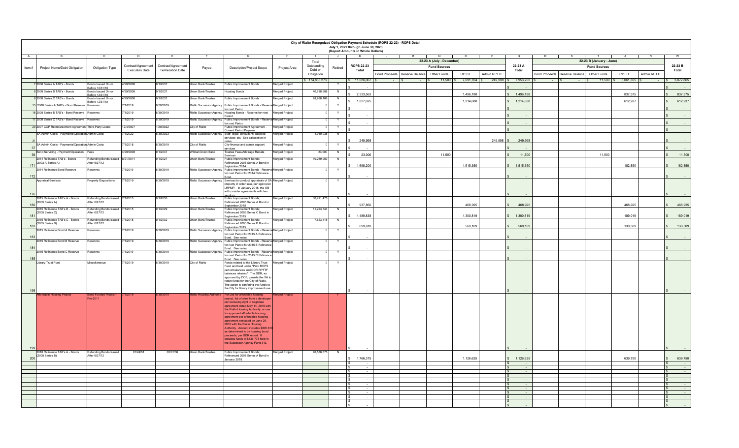# City of Rialto Recognized Obligation Payment Schedule (ROPS 22-23) - ROPS Detail

July 1, 2022 through June 30, 2023

(Report Amounts in Whole Dollars)

| A | B | C | D | E | F | G | H | I | J | K | L | M | N | O | P | Q | R | S | T | U | V | W |
|---|---|---|---|---|---|---|---|---|---|---|---|---|---|---|---|---|---|---|---|---|---|---|
| | | | | | | | | | | | 22-23 A (July - December) | | | | | | 22-23 B (January - June) | | | | | |
| | | | | | | | | | | | Fund Sources | | | | | | Fund Sources | | | | | |
| Item # | Project Name/Debt Obligation | Obligation Type | Contract/Agreement Execution Date | Contract/Agreement Termination Date | Payee | Description/Project Scope | Project Area | Total Outstanding Debt or Obligation | Retired | ROPS 22-23 Total | Bond Proceeds | Reserve Balance | Other Funds | RPTTF | Admin RPTTF | 22-23 A Total | Bond Proceeds | Reserve Balance | Other Funds | RPTTF | Admin RPTTF | 22-23 B Total |
| | | | | | | | | $ 174,888,273 | | $ 11,026,067 | $ - | $ - | $ 11,500 | $ 7,691,704 | $ 249,998 | $ 7,953,202 | $ - | $ - | $ 11,500 | $ 3,061,365 | $ - | $ 3,072,865 |
| 7 | 2008 Series A TAB's - Bonds | Bonds Issued On or Before 12/31/10 | 4/29/2008 | 9/1/2037 | Union Bank/Trustee | Public Improvement Bonds | Merged Project | | Y | $ - | | | | | | $ - | | | | | | $ - |
| 8 | 2008 Series B TAB's - Bonds | Bonds Issued On or Before 12/31/10 | 4/29/2008 | 9/1/2037 | Union Bank/Trustee | Housing Bonds | Merged Project | 40,738,688 | N | $ 2,333,563 | | | | 1,496,188 | | $ 1,496,188 | | | | 837,375 | | $ 837,375 |
| 9 | 2008 Series C TAB's - Bonds | Bonds Issued On or Before 12/31/10 | 4/29/2008 | 9/1/2037 | Union Bank/Trustee | Public Improvement Bonds | Merged Project | 28,988,188 | N | $ 1,827,625 | | | | 1,214,688 | | $ 1,214,688 | | | | 612,937 | | $ 612,937 |
| 15 | 2008 Series A TAB's - Bond Reserve | Reserves | 7/1/2019 | 6/30/2019 | Rialto Successor Agency | Public Improvement Bonds - Reserve for next Period | Merged Project | 0 | Y | $ - | | | | | | $ - | | | | | | $ - |
| 16 | 2008 Series B TAB's - Bond Reserve | Reserves | 7/1/2019 | 6/30/2019 | Rialto Successor Agency | Housing Bonds - Reserve for next Period | Merged Project | 0 | Y | $ - | | | | | | $ - | | | | | | $ - |
| 17 | 2008 Series C TAB's - Bond Reserve | Reserves | 7/1/2019 | 6/30/2019 | Rialto Successor Agency | Public Improvement Bonds - Reserve for next Period | Merged Project | 0 | Y | $ - | | | | | | $ - | | | | | | $ - |
| 20 | 2007 COP Reimbursement Agreement | Third-Party Loans | 12/4/2007 | 1/20/2022 | City of Rialto | Public Improvement Agreement - Current Period Payment | Merged Project | 0 | Y | $ - | | | | | | $ - | | | | | | $ - |
| 31 | SA Admin Costs - Payments/Operation | Admin Costs | 7/1/2022 | 6/30/2023 | Rialto Successor Agency | Staff; legal; consultant; supplies; services; etc. See calculation in notes. | Merged Project | 4,940,938 | N | $ 249,998 | | | | | 249,998 | $ 249,998 | | | | | | $ - |
| 37 | SA Admin Costs - Payments/Operation | Admin Costs | 7/1/2018 | 6/30/2019 | City of Rialto | City finance and admin support services | Merged Project | 0 | Y | $ - | | | | | | $ - | | | | | | $ - |
| 39 | Bond Servicing - Payment/Operation | Fees | 4/29/2008 | 9/1/2037 | Willdan/Union Bank | Trustee Fees/Arbitrage Rebate Services | Merged Project | 23,000 | N | $ 23,000 | | | 11,500 | | | $ 11,500 | | | 11,500 | | | $ 11,500 |
| 171 | 2014 Refinance TAB's - Bonds (2003 A Series A) | Refunding Bonds Issued After 6/27/12 | 8/21/2014 | 9/1/2027 | Union Bank/Trustee | Public Improvement Bonds; Refinanced 2003 Series A Bond in September 2014 | Merged Project | 10,269,950 | N | $ 1,698,200 | | | | 1,515,350 | | $ 1,515,350 | | | | 182,850 | | $ 182,850 |
| 172 | 2014 Refinance Bond Reserve | Reserves | 7/1/2019 | 6/30/2019 | Rialto Successor Agency | Public Improvement Bonds - Reserve for next Period for 2014 Refinance Bond. | Merged Project | 0 | Y | $ - | | | | | | $ - | | | | | | $ - |
| 176 | Appraisal Services | Property Dispositions | 7/1/2019 | 6/30/2019 | Rialto Successor Agency | Services to conduct appraisals of SA property in order sale, per approved LRPMP. In January 2016, the OB will consider agreements with two vendors. | Merged Project | 0 | Y | $ - | | | | | | $ - | | | | | | $ - |
| 180 | 2015 Refinance TAB's A - Bonds (2005 Series A) | Refunding Bonds Issued After 6/27/12 | 7/1/2015 | 9/1/2035 | Union Bank/Trustee | Public Improvement Bonds; Refinanced 2005 Series A Bond in September 2015 | Merged Project | 30,491,475 | N | $ 937,850 | | | | 468,925 | | $ 468,925 | | | | 468,925 | | $ 468,925 |
| 181 | 2015 Refinance TAB's B - Bonds (2005 Series C) | Refunding Bonds Issued After 6/27/12 | 7/1/2015 | 9/1/2029 | Union Bank/Trustee | Public Improvement Bonds; Refinanced 2005 Series C Bond in September 2015 | Merged Project | 11,223,744 | N | $ 1,489,838 | | | | 1,300,819 | | $ 1,300,819 | | | | 189,019 | | $ 189,019 |
| 182 | 2015 Refinance TAB's C - Bonds (2005 Series B) | Refunding Bonds Issued After 6/27/12 | 7/1/2015 | 9/1/2032 | Union Bank/Trustee | Public Improvement Bonds; Refinanced 2005 Series B Bond in September 2015 | Merged Project | 7,623,415 | N | $ 699,618 | | | | 569,109 | | $ 569,109 | | | | 130,509 | | $ 130,509 |
| 183 | 2015 Refinance Bond A Reserve | Reserves | 7/1/2019 | 6/30/2019 | Rialto Successor Agency | Public Improvement Bonds - Reserve for next Period for 2015 A Refinance Bond. See notes | Merged Project | 0 | Y | $ - | | | | | | $ - | | | | | | $ - |
| 184 | 2015 Refinance Bond B Reserve | Reserves | 7/1/2019 | 6/30/2019 | Rialto Successor Agency | Public Improvement Bonds - Reserve for next Period for 2015 B Refinance Bond. See notes | Merged Project | 0 | Y | $ - | | | | | | $ - | | | | | | $ - |
| 185 | 2015 Refinance Bond C Reserve | Reserves | 7/1/2019 | 6/30/2019 | Rialto Successor Agency | Public Improvement Bonds - Reserve for next Period for 2015 C Refinance Bond. See notes | Merged Project | 0 | Y | $ - | | | | | | $ - | | | | | | $ - |
| 198 | Library Trust Fund | Miscellaneous | 7/1/2019 | 6/30/2019 | City of Rialto | Funds related to the Library Trust Fund and held under "Prior ROPS period balances and DDR RPTTF balances retained" The DDR, as approved by DOF, permits the SA to retain funds for the City of Rialto. The action is tranferring the funds to the City for library improvement use. | Merged Project | 0 | Y | $ - | | | | | | $ - | | | | | | $ - |
| 199 | Affordable Housing Project | Bond Funded Project – Pre-2011 | 7/1/2019 | 6/30/2019 | Rialto Housing Authority | For use for affordable housing project, list of sites from a developer per exclusing right to negotiate agreement dated May 14, 2015 with the Rialto Housing Authority, or use for approved affordable housing agreement per affordable housing agreement executed on June 26, 2016 with the Rialto Housing Authority. Amount includes $805,819 as determined to be housing bond proceeds, per DDR report. It includes funds of $536,776 held in the Successor Agency Fund 343. | Merged Project | | Y | $ - | | | | | | $ - | | | | | | $ - |
| 200 | 2018 Refinance TAB's A - Bonds (2008 Series B) | Refunding Bonds Issued After 6/27/12 | 01/24/18 | 03/01/36 | Union Bank/Trustee | Public Improvement Bonds; Refinanced 2008 Series A Bond in January 2018 | Merged Project | 40,588,875 | N | $ 1,766,375 | | | | 1,126,625 | | $ 1,126,625 | | | | 639,750 | | $ 639,750 |
| | | | | | | | | | | $ - | | | | | | $ - | | | | | | $ - |
| | | | | | | | | | | $ - | | | | | | $ - | | | | | | $ - |
| | | | | | | | | | | $ - | | | | | | $ - | | | | | | $ - |
| | | | | | | | | | | $ - | | | | | | $ - | | | | | | $ - |
| | | | | | | | | | | $ - | | | | | | $ - | | | | | | $ - |
| | | | | | | | | | | $ - | | | | | | $ - | | | | | | $ - |
| | | | | | | | | | | $ - | | | | | | $ - | | | | | | $ - |
| | | | | | | | | | | $ - | | | | | | $ - | | | | | | $ - |
| | | | | | | | | | | $ - | | | | | | $ - | | | | | | $ - |
| | | | | | | | | | | $ - | | | | | | $ - | | | | | | $ - |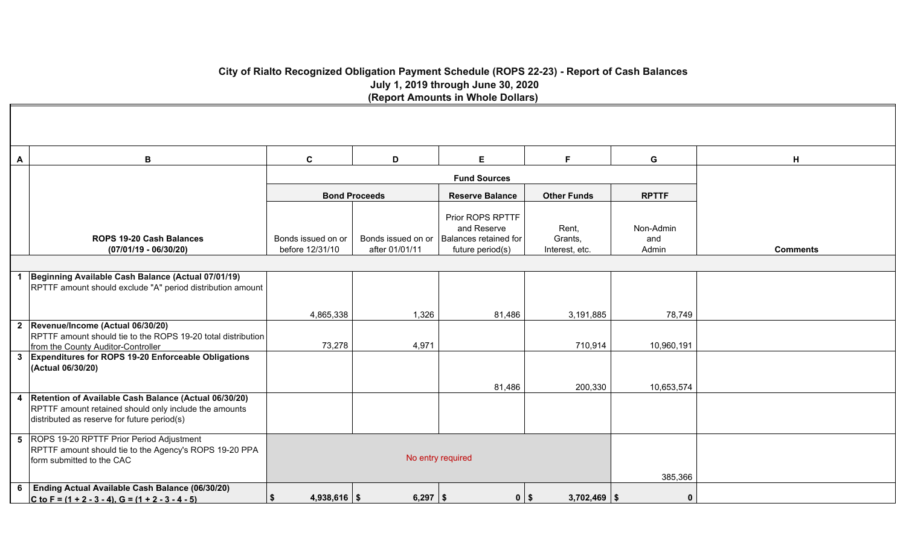# City of Rialto Recognized Obligation Payment Schedule (ROPS 22-23) - Report of Cash Balances

## July 1, 2019 through June 30, 2020

### (Report Amounts in Whole Dollars)

| A | B | C | D | E | F | G | H |
|---|---|---|---|---|---|---|---|
| | | Fund Sources | | | | | |
| | | Bond Proceeds | | Reserve Balance | Other Funds | RPTTF | |
| | **ROPS 19-20 Cash Balances (07/01/19 - 06/30/20)** | Bonds issued on or before 12/31/10 | Bonds issued on or after 01/01/11 | Prior ROPS RPTTF and Reserve Balances retained for future period(s) | Rent, Grants, Interest, etc. | Non-Admin and Admin | **Comments** |
| 1 | **Beginning Available Cash Balance (Actual 07/01/19)** RPTTF amount should exclude "A" period distribution amount | 4,865,338 | 1,326 | 81,486 | 3,191,885 | 78,749 | |
| 2 | **Revenue/Income (Actual 06/30/20)** RPTTF amount should tie to the ROPS 19-20 total distribution from the County Auditor-Controller | 73,278 | 4,971 | | 710,914 | 10,960,191 | |
| 3 | **Expenditures for ROPS 19-20 Enforceable Obligations (Actual 06/30/20)** | | | 81,486 | 200,330 | 10,653,574 | |
| 4 | **Retention of Available Cash Balance (Actual 06/30/20)** RPTTF amount retained should only include the amounts distributed as reserve for future period(s) | | | | | | |
| 5 | ROPS 19-20 RPTTF Prior Period Adjustment RPTTF amount should tie to the Agency's ROPS 19-20 PPA form submitted to the CAC | No entry required | | | | 385,366 | |
| 6 | **Ending Actual Available Cash Balance (06/30/20) C to F = (1 + 2 - 3 - 4), G = (1 + 2 - 3 - 4 - 5)** | **$ 4,938,616** | **$ 6,297** | **$ 0** | **$ 3,702,469** | **$ 0** | |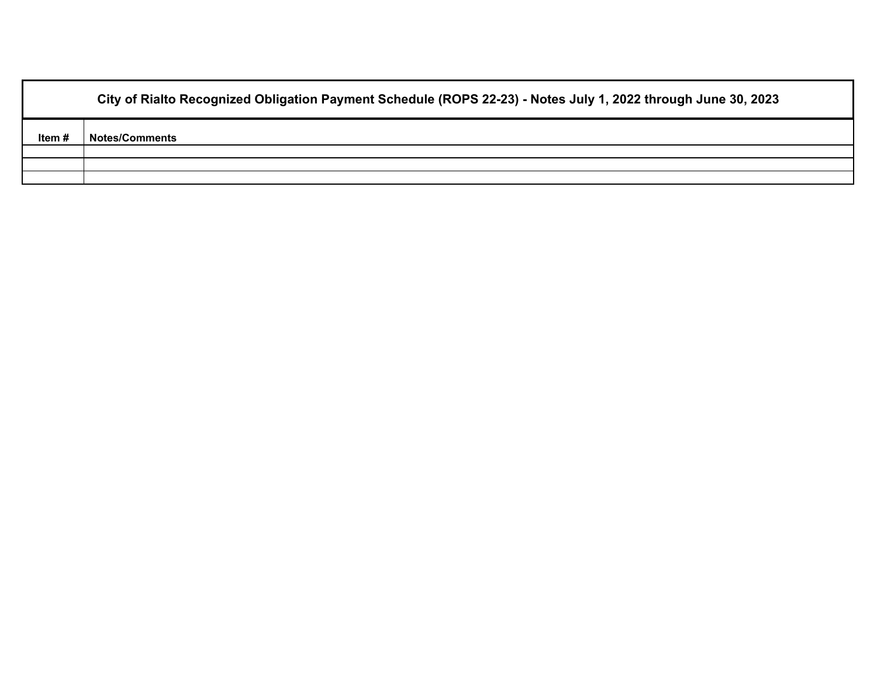# City of Rialto Recognized Obligation Payment Schedule (ROPS 22-23) - Notes July 1, 2022 through June 30, 2023

| Item # | Notes/Comments |
|---|---|
| | |
| | |
| | |